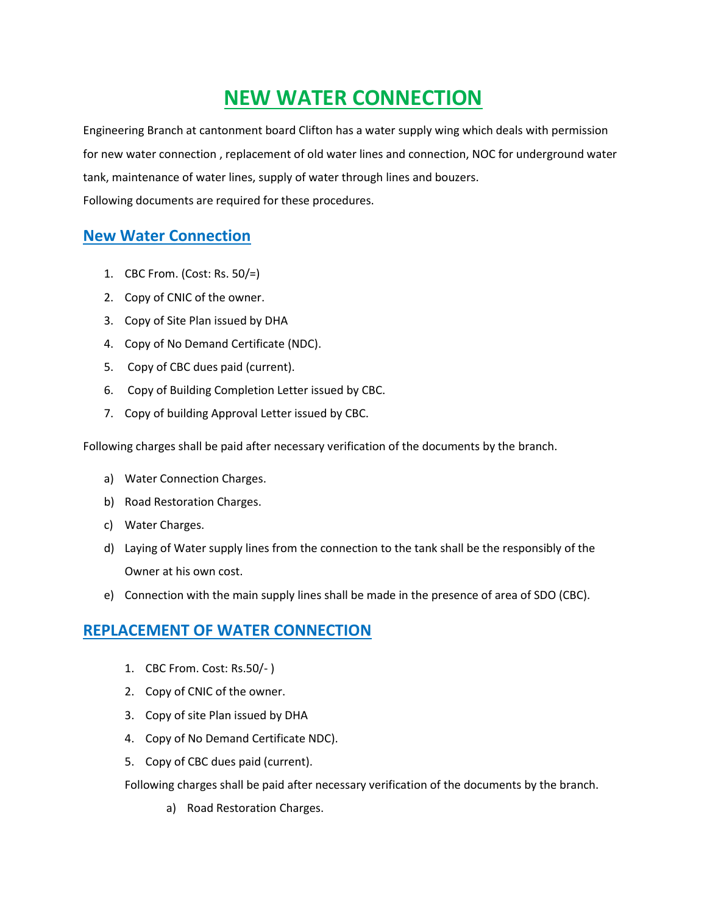# NEW WATER CONNECTION

Engineering Branch at cantonment board Clifton has a water supply wing which deals with permission for new water connection , replacement of old water lines and connection, NOC for underground water tank, maintenance of water lines, supply of water through lines and bouzers.
Following documents are required for these procedures.

## New Water Connection

1. CBC From. (Cost: Rs. 50/=)
2. Copy of CNIC of the owner.
3. Copy of Site Plan issued by DHA
4. Copy of No Demand Certificate (NDC).
5. Copy of CBC dues paid (current).
6. Copy of Building Completion Letter issued by CBC.
7. Copy of building Approval Letter issued by CBC.

Following charges shall be paid after necessary verification of the documents by the branch.

a) Water Connection Charges.
b) Road Restoration Charges.
c) Water Charges.
d) Laying of Water supply lines from the connection to the tank shall be the responsibly of the Owner at his own cost.
e) Connection with the main supply lines shall be made in the presence of area of SDO (CBC).

## REPLACEMENT OF WATER CONNECTION

1. CBC From. Cost: Rs.50/- )
2. Copy of CNIC of the owner.
3. Copy of site Plan issued by DHA
4. Copy of No Demand Certificate NDC).
5. Copy of CBC dues paid (current).

Following charges shall be paid after necessary verification of the documents by the branch.

a) Road Restoration Charges.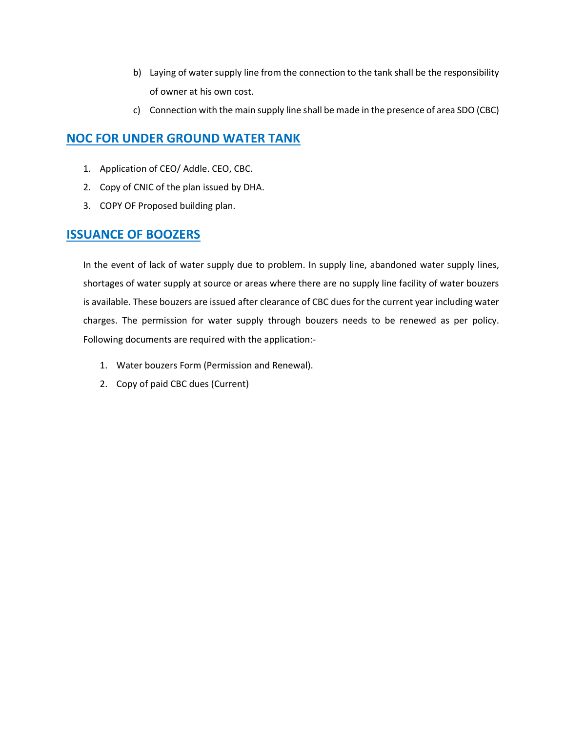b) Laying of water supply line from the connection to the tank shall be the responsibility of owner at his own cost.

c) Connection with the main supply line shall be made in the presence of area SDO (CBC)

## NOC FOR UNDER GROUND WATER TANK

1. Application of CEO/ Addle. CEO, CBC.
2. Copy of CNIC of the plan issued by DHA.
3. COPY OF Proposed building plan.

## ISSUANCE OF BOOZERS

In the event of lack of water supply due to problem. In supply line, abandoned water supply lines, shortages of water supply at source or areas where there are no supply line facility of water bouzers is available. These bouzers are issued after clearance of CBC dues for the current year including water charges. The permission for water supply through bouzers needs to be renewed as per policy. Following documents are required with the application:-

1. Water bouzers Form (Permission and Renewal).
2. Copy of paid CBC dues (Current)